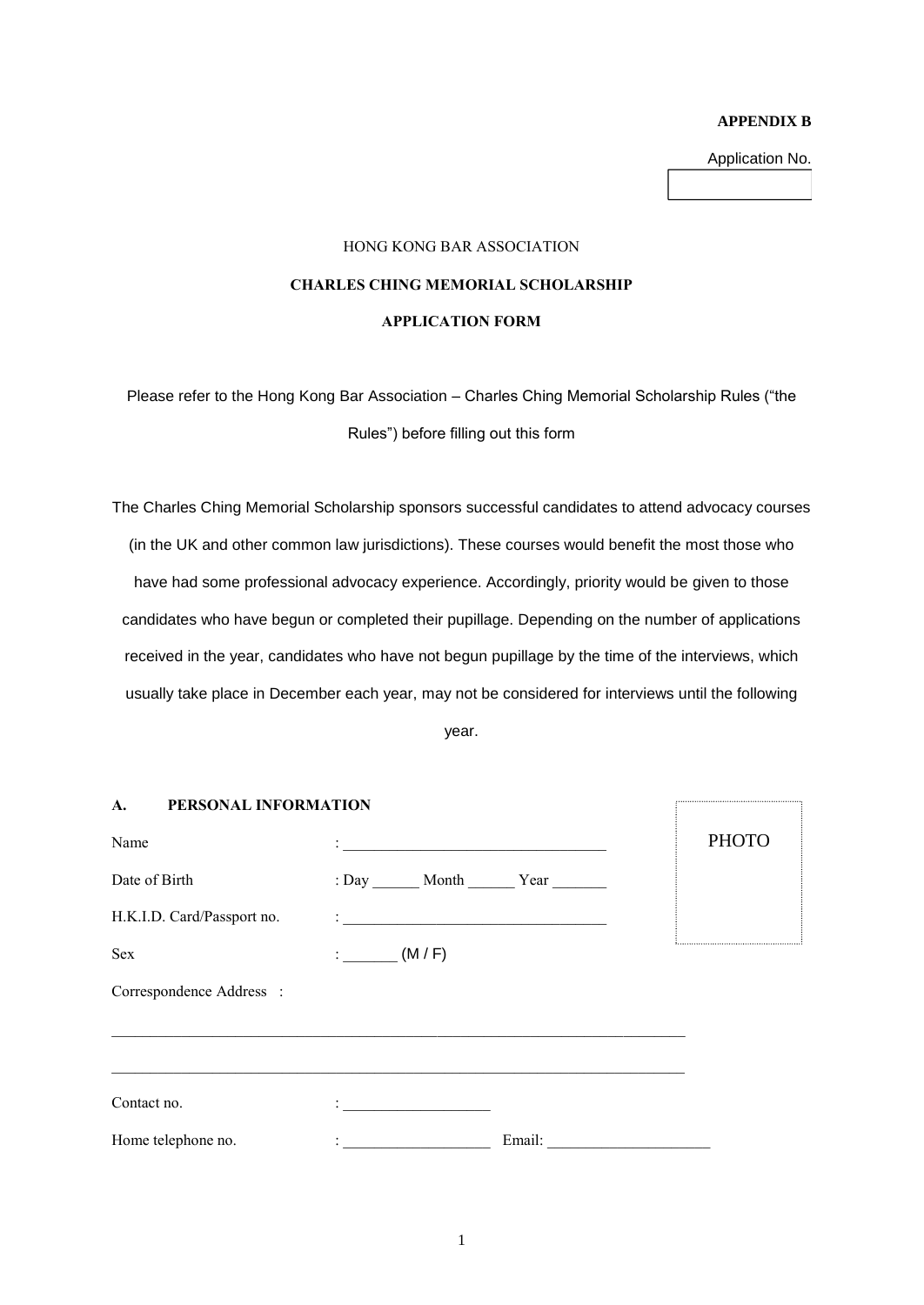**APPENDIX B**

Application No.

HONG KONG BAR ASSOCIATION

**CHARLES CHING MEMORIAL SCHOLARSHIP**

**APPLICATION FORM**

Please refer to the Hong Kong Bar Association – Charles Ching Memorial Scholarship Rules ("the Rules") before filling out this form

The Charles Ching Memorial Scholarship sponsors successful candidates to attend advocacy courses (in the UK and other common law jurisdictions). These courses would benefit the most those who have had some professional advocacy experience. Accordingly, priority would be given to those candidates who have begun or completed their pupillage. Depending on the number of applications received in the year, candidates who have not begun pupillage by the time of the interviews, which usually take place in December each year, may not be considered for interviews until the following year.

## A. PERSONAL INFORMATION

PHOTO

Name : ________________________________

Date of Birth : Day ______ Month ______ Year _______

H.K.I.D. Card/Passport no. : ________________________________

Sex : _______ (M / F)

Correspondence Address :

_______________________________________________________________________

_______________________________________________________________________

Contact no. : ___________________

Home telephone no. : ___________________ Email: _____________________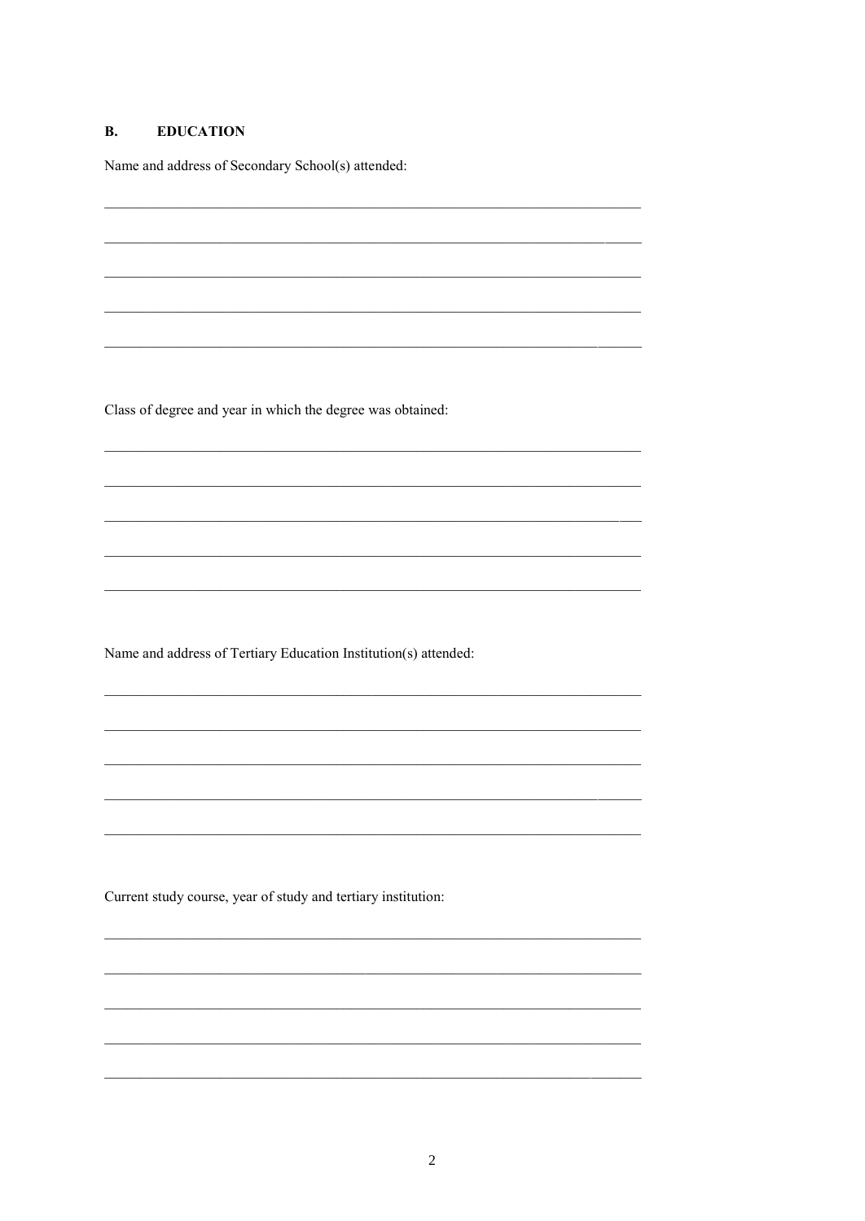## B. EDUCATION

Name and address of Secondary School(s) attended:

\_\_\_\_\_\_\_\_\_\_\_\_\_\_\_\_\_\_\_\_\_\_\_\_\_\_\_\_\_\_\_\_\_\_\_\_\_\_\_\_\_\_\_\_\_\_\_\_\_\_\_\_\_\_\_\_\_\_\_\_\_\_\_\_\_\_\_\_\_\_

\_\_\_\_\_\_\_\_\_\_\_\_\_\_\_\_\_\_\_\_\_\_\_\_\_\_\_\_\_\_\_\_\_\_\_\_\_\_\_\_\_\_\_\_\_\_\_\_\_\_\_\_\_\_\_\_\_\_\_\_\_\_\_\_\_\_\_\_\_\_

\_\_\_\_\_\_\_\_\_\_\_\_\_\_\_\_\_\_\_\_\_\_\_\_\_\_\_\_\_\_\_\_\_\_\_\_\_\_\_\_\_\_\_\_\_\_\_\_\_\_\_\_\_\_\_\_\_\_\_\_\_\_\_\_\_\_\_\_\_\_

\_\_\_\_\_\_\_\_\_\_\_\_\_\_\_\_\_\_\_\_\_\_\_\_\_\_\_\_\_\_\_\_\_\_\_\_\_\_\_\_\_\_\_\_\_\_\_\_\_\_\_\_\_\_\_\_\_\_\_\_\_\_\_\_\_\_\_\_\_\_

\_\_\_\_\_\_\_\_\_\_\_\_\_\_\_\_\_\_\_\_\_\_\_\_\_\_\_\_\_\_\_\_\_\_\_\_\_\_\_\_\_\_\_\_\_\_\_\_\_\_\_\_\_\_\_\_\_\_\_\_\_\_\_\_\_\_\_\_\_\_

Class of degree and year in which the degree was obtained:

\_\_\_\_\_\_\_\_\_\_\_\_\_\_\_\_\_\_\_\_\_\_\_\_\_\_\_\_\_\_\_\_\_\_\_\_\_\_\_\_\_\_\_\_\_\_\_\_\_\_\_\_\_\_\_\_\_\_\_\_\_\_\_\_\_\_\_\_\_\_

\_\_\_\_\_\_\_\_\_\_\_\_\_\_\_\_\_\_\_\_\_\_\_\_\_\_\_\_\_\_\_\_\_\_\_\_\_\_\_\_\_\_\_\_\_\_\_\_\_\_\_\_\_\_\_\_\_\_\_\_\_\_\_\_\_\_\_\_\_\_

\_\_\_\_\_\_\_\_\_\_\_\_\_\_\_\_\_\_\_\_\_\_\_\_\_\_\_\_\_\_\_\_\_\_\_\_\_\_\_\_\_\_\_\_\_\_\_\_\_\_\_\_\_\_\_\_\_\_\_\_\_\_\_\_\_\_\_\_\_\_

\_\_\_\_\_\_\_\_\_\_\_\_\_\_\_\_\_\_\_\_\_\_\_\_\_\_\_\_\_\_\_\_\_\_\_\_\_\_\_\_\_\_\_\_\_\_\_\_\_\_\_\_\_\_\_\_\_\_\_\_\_\_\_\_\_\_\_\_\_\_

\_\_\_\_\_\_\_\_\_\_\_\_\_\_\_\_\_\_\_\_\_\_\_\_\_\_\_\_\_\_\_\_\_\_\_\_\_\_\_\_\_\_\_\_\_\_\_\_\_\_\_\_\_\_\_\_\_\_\_\_\_\_\_\_\_\_\_\_\_\_

Name and address of Tertiary Education Institution(s) attended:

\_\_\_\_\_\_\_\_\_\_\_\_\_\_\_\_\_\_\_\_\_\_\_\_\_\_\_\_\_\_\_\_\_\_\_\_\_\_\_\_\_\_\_\_\_\_\_\_\_\_\_\_\_\_\_\_\_\_\_\_\_\_\_\_\_\_\_\_\_\_

\_\_\_\_\_\_\_\_\_\_\_\_\_\_\_\_\_\_\_\_\_\_\_\_\_\_\_\_\_\_\_\_\_\_\_\_\_\_\_\_\_\_\_\_\_\_\_\_\_\_\_\_\_\_\_\_\_\_\_\_\_\_\_\_\_\_\_\_\_\_

\_\_\_\_\_\_\_\_\_\_\_\_\_\_\_\_\_\_\_\_\_\_\_\_\_\_\_\_\_\_\_\_\_\_\_\_\_\_\_\_\_\_\_\_\_\_\_\_\_\_\_\_\_\_\_\_\_\_\_\_\_\_\_\_\_\_\_\_\_\_

\_\_\_\_\_\_\_\_\_\_\_\_\_\_\_\_\_\_\_\_\_\_\_\_\_\_\_\_\_\_\_\_\_\_\_\_\_\_\_\_\_\_\_\_\_\_\_\_\_\_\_\_\_\_\_\_\_\_\_\_\_\_\_\_\_\_\_\_\_\_

\_\_\_\_\_\_\_\_\_\_\_\_\_\_\_\_\_\_\_\_\_\_\_\_\_\_\_\_\_\_\_\_\_\_\_\_\_\_\_\_\_\_\_\_\_\_\_\_\_\_\_\_\_\_\_\_\_\_\_\_\_\_\_\_\_\_\_\_\_\_

Current study course, year of study and tertiary institution:

\_\_\_\_\_\_\_\_\_\_\_\_\_\_\_\_\_\_\_\_\_\_\_\_\_\_\_\_\_\_\_\_\_\_\_\_\_\_\_\_\_\_\_\_\_\_\_\_\_\_\_\_\_\_\_\_\_\_\_\_\_\_\_\_\_\_\_\_\_\_

\_\_\_\_\_\_\_\_\_\_\_\_\_\_\_\_\_\_\_\_\_\_\_\_\_\_\_\_\_\_\_\_\_\_\_\_\_\_\_\_\_\_\_\_\_\_\_\_\_\_\_\_\_\_\_\_\_\_\_\_\_\_\_\_\_\_\_\_\_\_

\_\_\_\_\_\_\_\_\_\_\_\_\_\_\_\_\_\_\_\_\_\_\_\_\_\_\_\_\_\_\_\_\_\_\_\_\_\_\_\_\_\_\_\_\_\_\_\_\_\_\_\_\_\_\_\_\_\_\_\_\_\_\_\_\_\_\_\_\_\_

\_\_\_\_\_\_\_\_\_\_\_\_\_\_\_\_\_\_\_\_\_\_\_\_\_\_\_\_\_\_\_\_\_\_\_\_\_\_\_\_\_\_\_\_\_\_\_\_\_\_\_\_\_\_\_\_\_\_\_\_\_\_\_\_\_\_\_\_\_\_

\_\_\_\_\_\_\_\_\_\_\_\_\_\_\_\_\_\_\_\_\_\_\_\_\_\_\_\_\_\_\_\_\_\_\_\_\_\_\_\_\_\_\_\_\_\_\_\_\_\_\_\_\_\_\_\_\_\_\_\_\_\_\_\_\_\_\_\_\_\_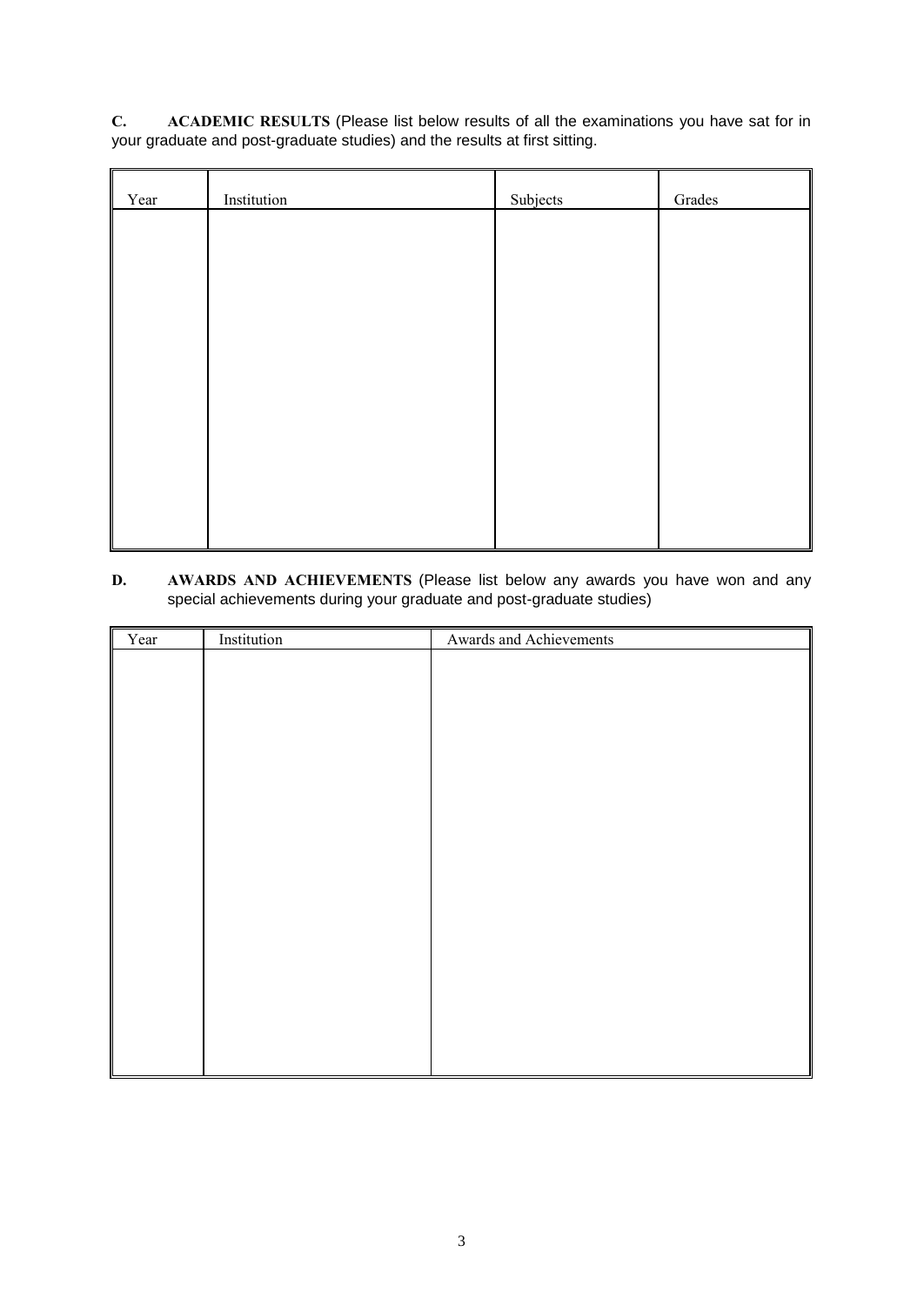**C. ACADEMIC RESULTS** (Please list below results of all the examinations you have sat for in your graduate and post-graduate studies) and the results at first sitting.

| Year | Institution | Subjects | Grades |
|---|---|---|---|
| | | | |

**D. AWARDS AND ACHIEVEMENTS** (Please list below any awards you have won and any special achievements during your graduate and post-graduate studies)

| Year | Institution | Awards and Achievements |
|---|---|---|
| | | |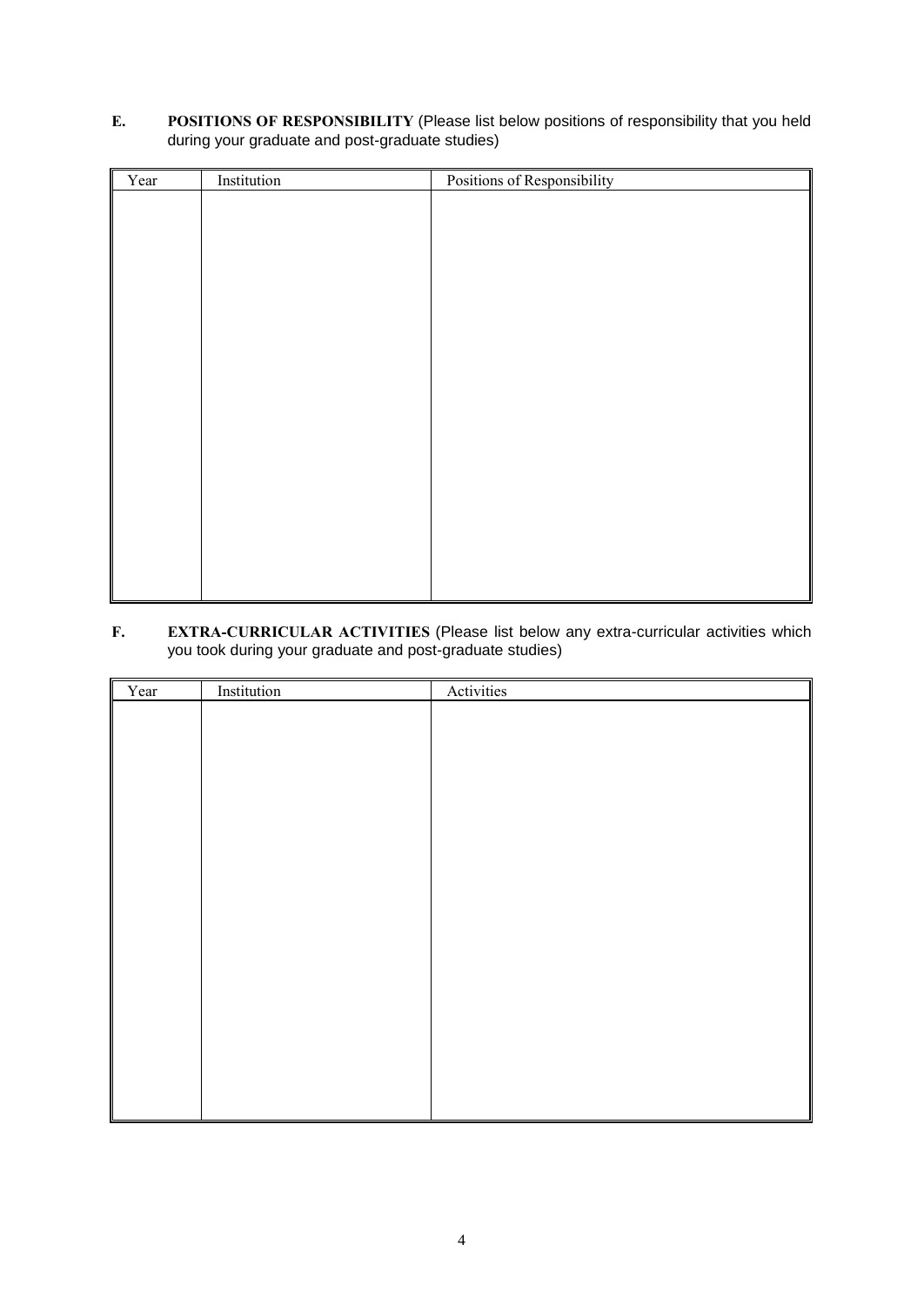**E. POSITIONS OF RESPONSIBILITY** (Please list below positions of responsibility that you held during your graduate and post-graduate studies)

| Year | Institution | Positions of Responsibility |
| --- | --- | --- |
| | | |

**F. EXTRA-CURRICULAR ACTIVITIES** (Please list below any extra-curricular activities which you took during your graduate and post-graduate studies)

| Year | Institution | Activities |
| --- | --- | --- |
| | | |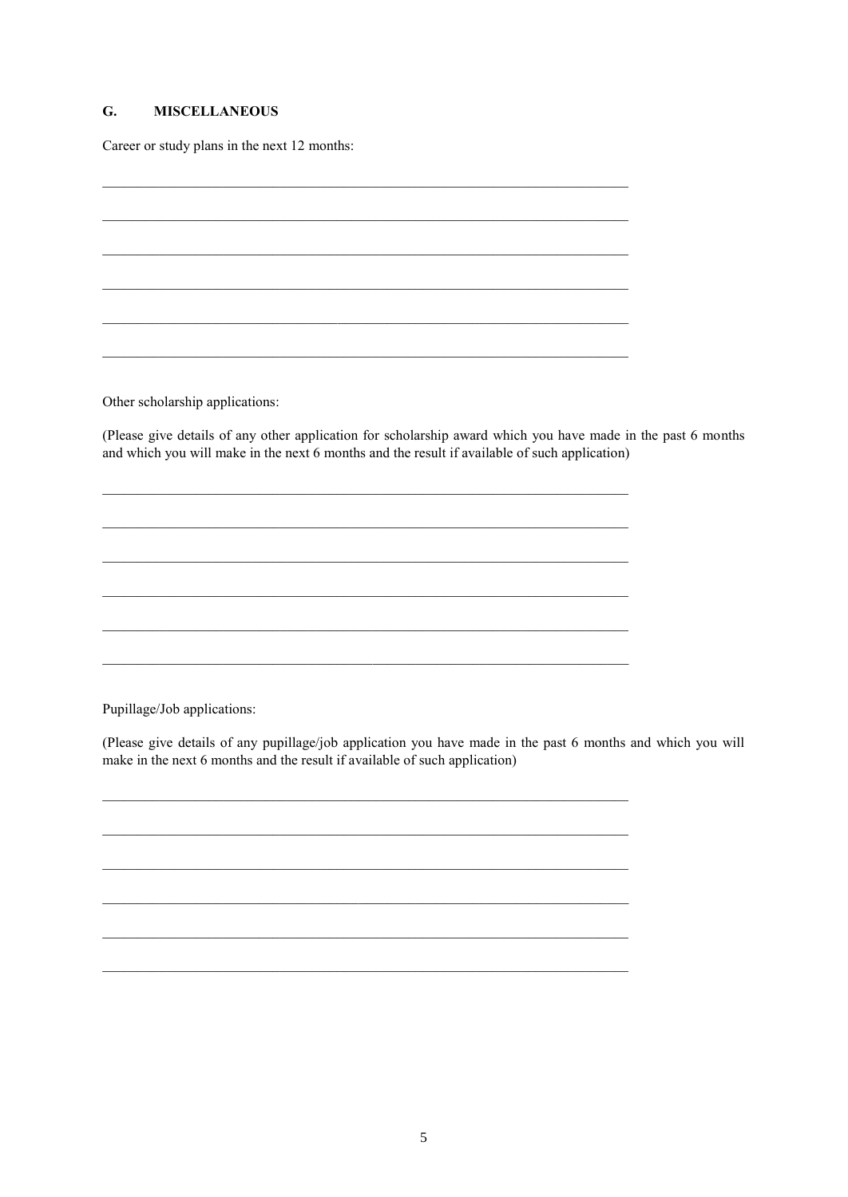## G. MISCELLANEOUS

Career or study plans in the next 12 months:

\_\_\_\_\_\_\_\_\_\_\_\_\_\_\_\_\_\_\_\_\_\_\_\_\_\_\_\_\_\_\_\_\_\_\_\_\_\_\_\_\_\_\_\_\_\_\_\_\_\_\_\_\_\_\_\_\_\_\_\_\_\_\_\_\_\_\_\_\_\_

\_\_\_\_\_\_\_\_\_\_\_\_\_\_\_\_\_\_\_\_\_\_\_\_\_\_\_\_\_\_\_\_\_\_\_\_\_\_\_\_\_\_\_\_\_\_\_\_\_\_\_\_\_\_\_\_\_\_\_\_\_\_\_\_\_\_\_\_\_\_

\_\_\_\_\_\_\_\_\_\_\_\_\_\_\_\_\_\_\_\_\_\_\_\_\_\_\_\_\_\_\_\_\_\_\_\_\_\_\_\_\_\_\_\_\_\_\_\_\_\_\_\_\_\_\_\_\_\_\_\_\_\_\_\_\_\_\_\_\_\_

\_\_\_\_\_\_\_\_\_\_\_\_\_\_\_\_\_\_\_\_\_\_\_\_\_\_\_\_\_\_\_\_\_\_\_\_\_\_\_\_\_\_\_\_\_\_\_\_\_\_\_\_\_\_\_\_\_\_\_\_\_\_\_\_\_\_\_\_\_\_

\_\_\_\_\_\_\_\_\_\_\_\_\_\_\_\_\_\_\_\_\_\_\_\_\_\_\_\_\_\_\_\_\_\_\_\_\_\_\_\_\_\_\_\_\_\_\_\_\_\_\_\_\_\_\_\_\_\_\_\_\_\_\_\_\_\_\_\_\_\_

\_\_\_\_\_\_\_\_\_\_\_\_\_\_\_\_\_\_\_\_\_\_\_\_\_\_\_\_\_\_\_\_\_\_\_\_\_\_\_\_\_\_\_\_\_\_\_\_\_\_\_\_\_\_\_\_\_\_\_\_\_\_\_\_\_\_\_\_\_\_

Other scholarship applications:

(Please give details of any other application for scholarship award which you have made in the past 6 months and which you will make in the next 6 months and the result if available of such application)

\_\_\_\_\_\_\_\_\_\_\_\_\_\_\_\_\_\_\_\_\_\_\_\_\_\_\_\_\_\_\_\_\_\_\_\_\_\_\_\_\_\_\_\_\_\_\_\_\_\_\_\_\_\_\_\_\_\_\_\_\_\_\_\_\_\_\_\_\_\_

\_\_\_\_\_\_\_\_\_\_\_\_\_\_\_\_\_\_\_\_\_\_\_\_\_\_\_\_\_\_\_\_\_\_\_\_\_\_\_\_\_\_\_\_\_\_\_\_\_\_\_\_\_\_\_\_\_\_\_\_\_\_\_\_\_\_\_\_\_\_

\_\_\_\_\_\_\_\_\_\_\_\_\_\_\_\_\_\_\_\_\_\_\_\_\_\_\_\_\_\_\_\_\_\_\_\_\_\_\_\_\_\_\_\_\_\_\_\_\_\_\_\_\_\_\_\_\_\_\_\_\_\_\_\_\_\_\_\_\_\_

\_\_\_\_\_\_\_\_\_\_\_\_\_\_\_\_\_\_\_\_\_\_\_\_\_\_\_\_\_\_\_\_\_\_\_\_\_\_\_\_\_\_\_\_\_\_\_\_\_\_\_\_\_\_\_\_\_\_\_\_\_\_\_\_\_\_\_\_\_\_

\_\_\_\_\_\_\_\_\_\_\_\_\_\_\_\_\_\_\_\_\_\_\_\_\_\_\_\_\_\_\_\_\_\_\_\_\_\_\_\_\_\_\_\_\_\_\_\_\_\_\_\_\_\_\_\_\_\_\_\_\_\_\_\_\_\_\_\_\_\_

\_\_\_\_\_\_\_\_\_\_\_\_\_\_\_\_\_\_\_\_\_\_\_\_\_\_\_\_\_\_\_\_\_\_\_\_\_\_\_\_\_\_\_\_\_\_\_\_\_\_\_\_\_\_\_\_\_\_\_\_\_\_\_\_\_\_\_\_\_\_

Pupillage/Job applications:

(Please give details of any pupillage/job application you have made in the past 6 months and which you will make in the next 6 months and the result if available of such application)

\_\_\_\_\_\_\_\_\_\_\_\_\_\_\_\_\_\_\_\_\_\_\_\_\_\_\_\_\_\_\_\_\_\_\_\_\_\_\_\_\_\_\_\_\_\_\_\_\_\_\_\_\_\_\_\_\_\_\_\_\_\_\_\_\_\_\_\_\_\_

\_\_\_\_\_\_\_\_\_\_\_\_\_\_\_\_\_\_\_\_\_\_\_\_\_\_\_\_\_\_\_\_\_\_\_\_\_\_\_\_\_\_\_\_\_\_\_\_\_\_\_\_\_\_\_\_\_\_\_\_\_\_\_\_\_\_\_\_\_\_

\_\_\_\_\_\_\_\_\_\_\_\_\_\_\_\_\_\_\_\_\_\_\_\_\_\_\_\_\_\_\_\_\_\_\_\_\_\_\_\_\_\_\_\_\_\_\_\_\_\_\_\_\_\_\_\_\_\_\_\_\_\_\_\_\_\_\_\_\_\_

\_\_\_\_\_\_\_\_\_\_\_\_\_\_\_\_\_\_\_\_\_\_\_\_\_\_\_\_\_\_\_\_\_\_\_\_\_\_\_\_\_\_\_\_\_\_\_\_\_\_\_\_\_\_\_\_\_\_\_\_\_\_\_\_\_\_\_\_\_\_

\_\_\_\_\_\_\_\_\_\_\_\_\_\_\_\_\_\_\_\_\_\_\_\_\_\_\_\_\_\_\_\_\_\_\_\_\_\_\_\_\_\_\_\_\_\_\_\_\_\_\_\_\_\_\_\_\_\_\_\_\_\_\_\_\_\_\_\_\_\_

\_\_\_\_\_\_\_\_\_\_\_\_\_\_\_\_\_\_\_\_\_\_\_\_\_\_\_\_\_\_\_\_\_\_\_\_\_\_\_\_\_\_\_\_\_\_\_\_\_\_\_\_\_\_\_\_\_\_\_\_\_\_\_\_\_\_\_\_\_\_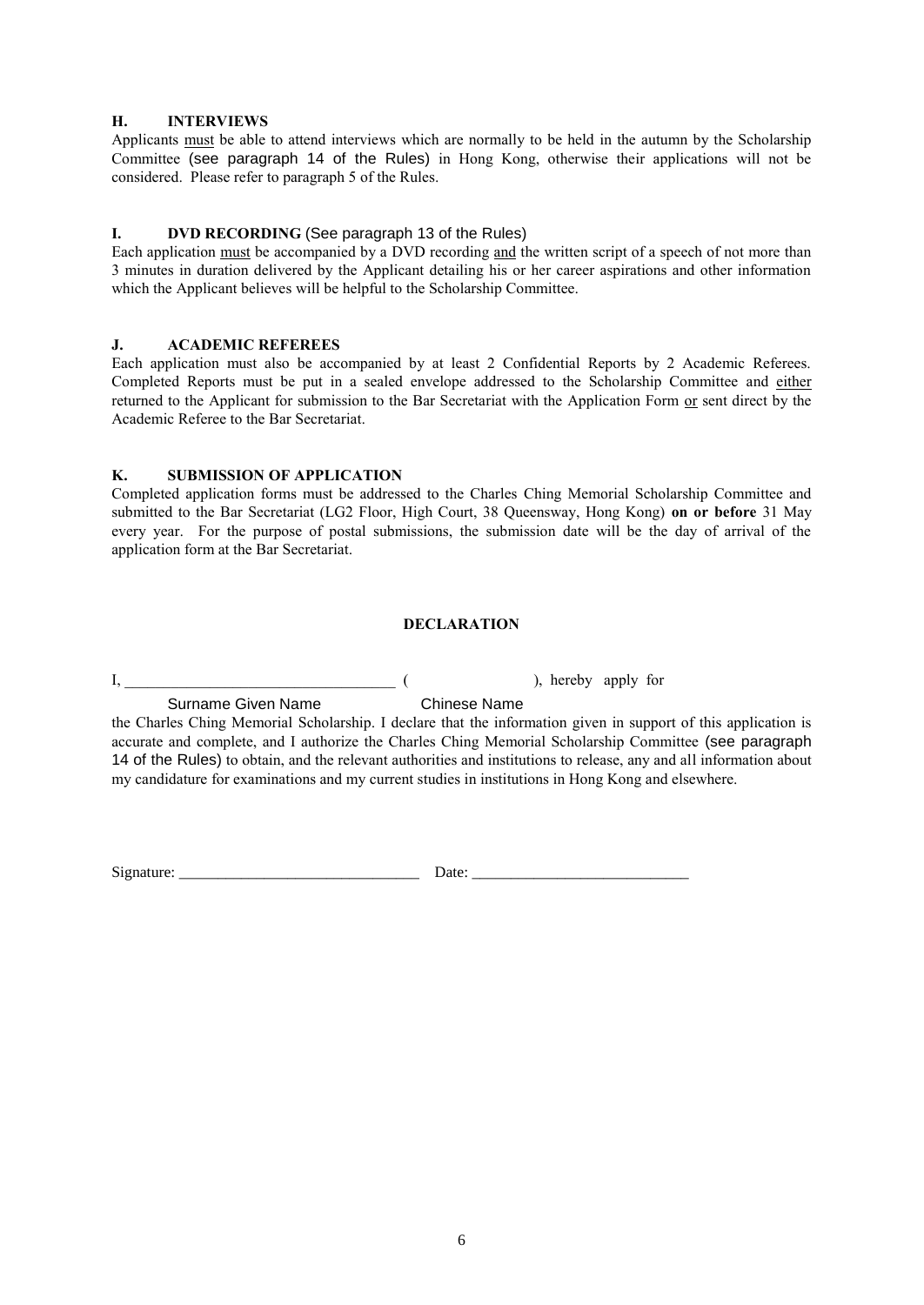### H. INTERVIEWS

Applicants must be able to attend interviews which are normally to be held in the autumn by the Scholarship Committee (see paragraph 14 of the Rules) in Hong Kong, otherwise their applications will not be considered. Please refer to paragraph 5 of the Rules.

### I. DVD RECORDING (See paragraph 13 of the Rules)

Each application must be accompanied by a DVD recording and the written script of a speech of not more than 3 minutes in duration delivered by the Applicant detailing his or her career aspirations and other information which the Applicant believes will be helpful to the Scholarship Committee.

### J. ACADEMIC REFEREES

Each application must also be accompanied by at least 2 Confidential Reports by 2 Academic Referees. Completed Reports must be put in a sealed envelope addressed to the Scholarship Committee and either returned to the Applicant for submission to the Bar Secretariat with the Application Form or sent direct by the Academic Referee to the Bar Secretariat.

### K. SUBMISSION OF APPLICATION

Completed application forms must be addressed to the Charles Ching Memorial Scholarship Committee and submitted to the Bar Secretariat (LG2 Floor, High Court, 38 Queensway, Hong Kong) **on or before** 31 May every year. For the purpose of postal submissions, the submission date will be the day of arrival of the application form at the Bar Secretariat.

**DECLARATION**

I, ___________________________________ (                        ), hereby apply for

Surname Given Name                    Chinese Name

the Charles Ching Memorial Scholarship. I declare that the information given in support of this application is accurate and complete, and I authorize the Charles Ching Memorial Scholarship Committee (see paragraph 14 of the Rules) to obtain, and the relevant authorities and institutions to release, any and all information about my candidature for examinations and my current studies in institutions in Hong Kong and elsewhere.

Signature: _______________________________ Date: ____________________________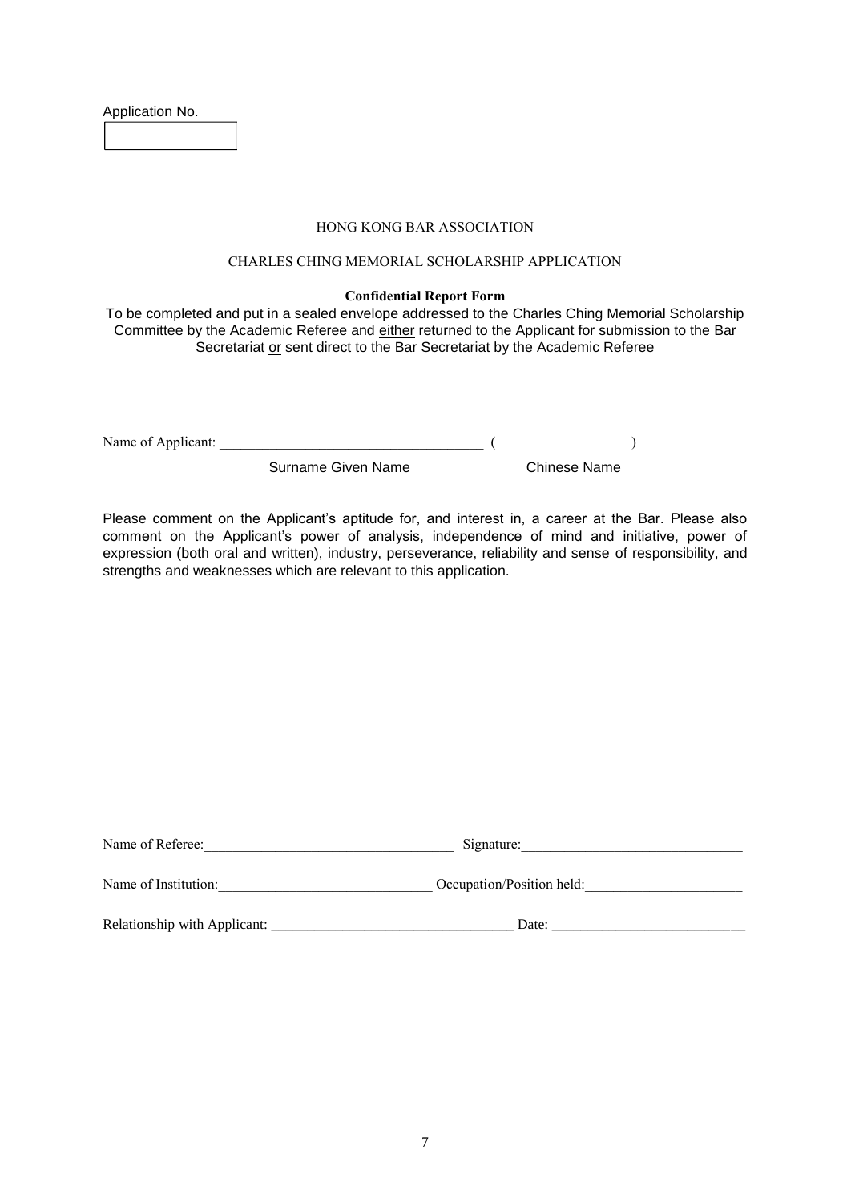Application No.

HONG KONG BAR ASSOCIATION

CHARLES CHING MEMORIAL SCHOLARSHIP APPLICATION

**Confidential Report Form**

To be completed and put in a sealed envelope addressed to the Charles Ching Memorial Scholarship Committee by the Academic Referee and <u>either</u> returned to the Applicant for submission to the Bar Secretariat <u>or</u> sent direct to the Bar Secretariat by the Academic Referee

Name of Applicant: ___________________________________ ( )

Surname Given Name Chinese Name

Please comment on the Applicant's aptitude for, and interest in, a career at the Bar. Please also comment on the Applicant's power of analysis, independence of mind and initiative, power of expression (both oral and written), industry, perseverance, reliability and sense of responsibility, and strengths and weaknesses which are relevant to this application.

Name of Referee:___________________________________ Signature:_______________________________

Name of Institution:_____________________________ Occupation/Position held:______________________

Relationship with Applicant: _________________________________ Date: __________________________